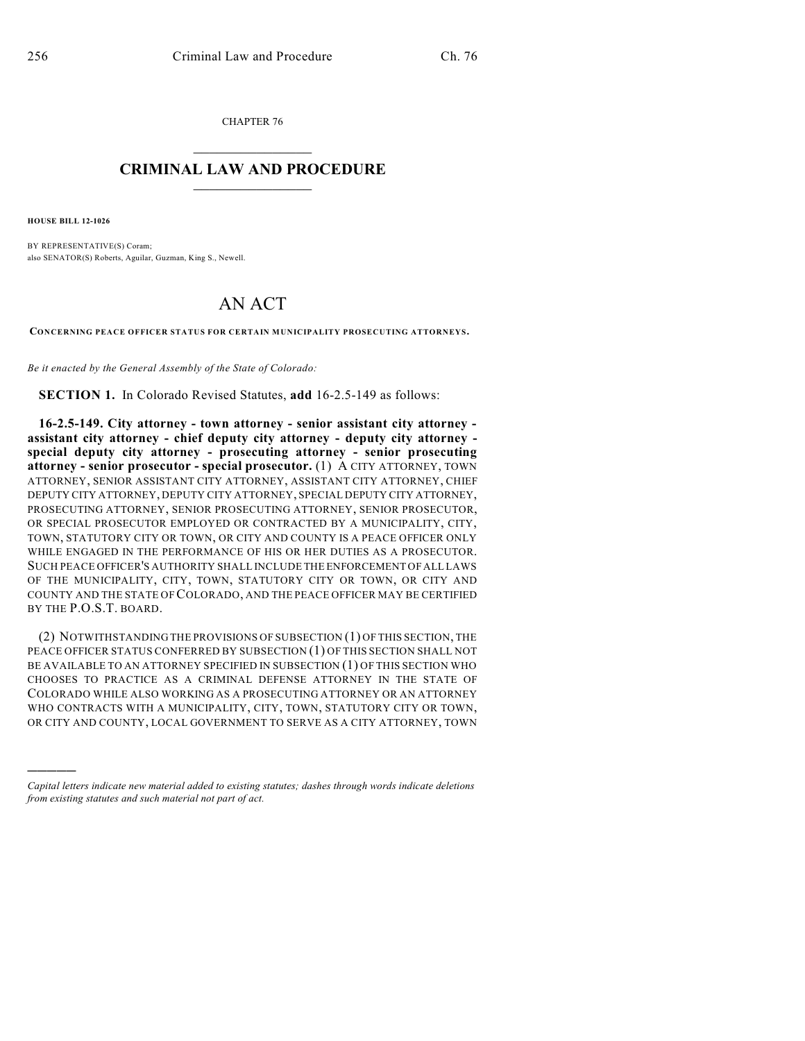CHAPTER 76

# CRIMINAL LAW AND PROCEDURE

**HOUSE BILL 12-1026**

BY REPRESENTATIVE(S) Coram;
also SENATOR(S) Roberts, Aguilar, Guzman, King S., Newell.

# AN ACT

**CONCERNING PEACE OFFICER STATUS FOR CERTAIN MUNICIPALITY PROSECUTING ATTORNEYS.**

*Be it enacted by the General Assembly of the State of Colorado:*

**SECTION 1.** In Colorado Revised Statutes, **add** 16-2.5-149 as follows:

**16-2.5-149. City attorney - town attorney - senior assistant city attorney - assistant city attorney - chief deputy city attorney - deputy city attorney - special deputy city attorney - prosecuting attorney - senior prosecuting attorney - senior prosecutor - special prosecutor.** (1) A CITY ATTORNEY, TOWN ATTORNEY, SENIOR ASSISTANT CITY ATTORNEY, ASSISTANT CITY ATTORNEY, CHIEF DEPUTY CITY ATTORNEY, DEPUTY CITY ATTORNEY, SPECIAL DEPUTY CITY ATTORNEY, PROSECUTING ATTORNEY, SENIOR PROSECUTING ATTORNEY, SENIOR PROSECUTOR, OR SPECIAL PROSECUTOR EMPLOYED OR CONTRACTED BY A MUNICIPALITY, CITY, TOWN, STATUTORY CITY OR TOWN, OR CITY AND COUNTY IS A PEACE OFFICER ONLY WHILE ENGAGED IN THE PERFORMANCE OF HIS OR HER DUTIES AS A PROSECUTOR. SUCH PEACE OFFICER'S AUTHORITY SHALL INCLUDE THE ENFORCEMENT OF ALL LAWS OF THE MUNICIPALITY, CITY, TOWN, STATUTORY CITY OR TOWN, OR CITY AND COUNTY AND THE STATE OF COLORADO, AND THE PEACE OFFICER MAY BE CERTIFIED BY THE P.O.S.T. BOARD.

(2) NOTWITHSTANDING THE PROVISIONS OF SUBSECTION (1) OF THIS SECTION, THE PEACE OFFICER STATUS CONFERRED BY SUBSECTION (1) OF THIS SECTION SHALL NOT BE AVAILABLE TO AN ATTORNEY SPECIFIED IN SUBSECTION (1) OF THIS SECTION WHO CHOOSES TO PRACTICE AS A CRIMINAL DEFENSE ATTORNEY IN THE STATE OF COLORADO WHILE ALSO WORKING AS A PROSECUTING ATTORNEY OR AN ATTORNEY WHO CONTRACTS WITH A MUNICIPALITY, CITY, TOWN, STATUTORY CITY OR TOWN, OR CITY AND COUNTY, LOCAL GOVERNMENT TO SERVE AS A CITY ATTORNEY, TOWN

---

*Capital letters indicate new material added to existing statutes; dashes through words indicate deletions from existing statutes and such material not part of act.*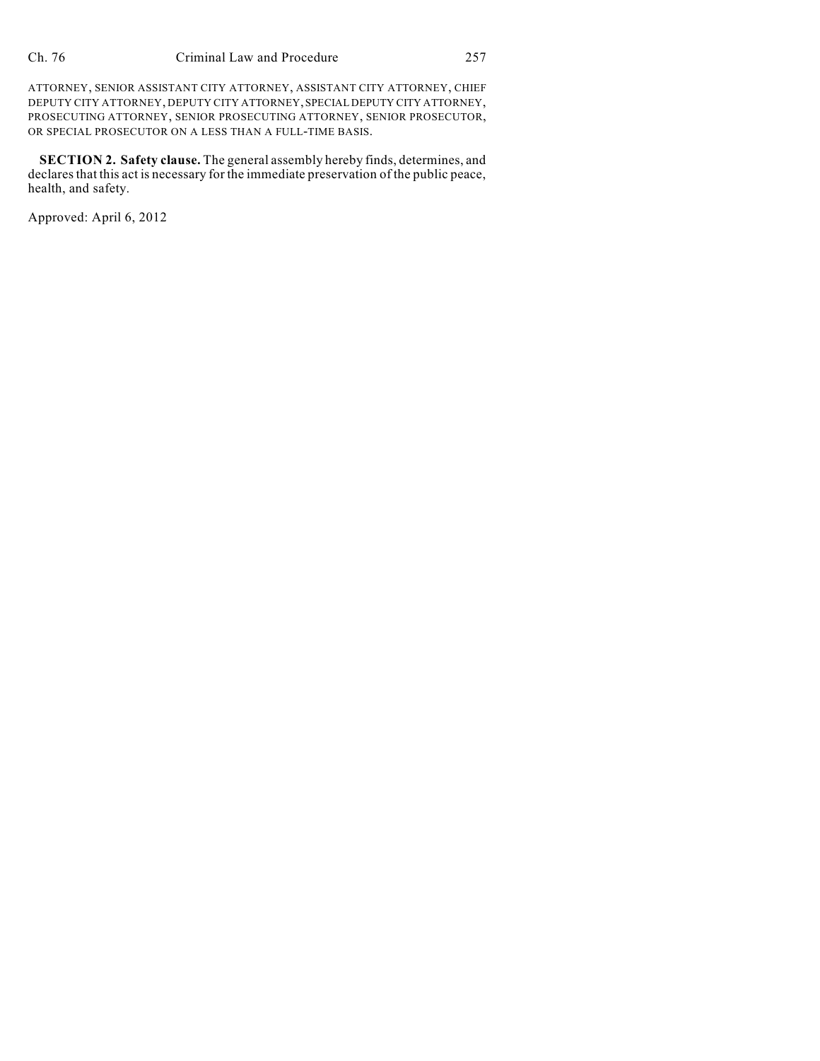ATTORNEY, SENIOR ASSISTANT CITY ATTORNEY, ASSISTANT CITY ATTORNEY, CHIEF DEPUTY CITY ATTORNEY, DEPUTY CITY ATTORNEY, SPECIAL DEPUTY CITY ATTORNEY, PROSECUTING ATTORNEY, SENIOR PROSECUTING ATTORNEY, SENIOR PROSECUTOR, OR SPECIAL PROSECUTOR ON A LESS THAN A FULL-TIME BASIS.

**SECTION 2. Safety clause.** The general assembly hereby finds, determines, and declares that this act is necessary for the immediate preservation of the public peace, health, and safety.

Approved: April 6, 2012